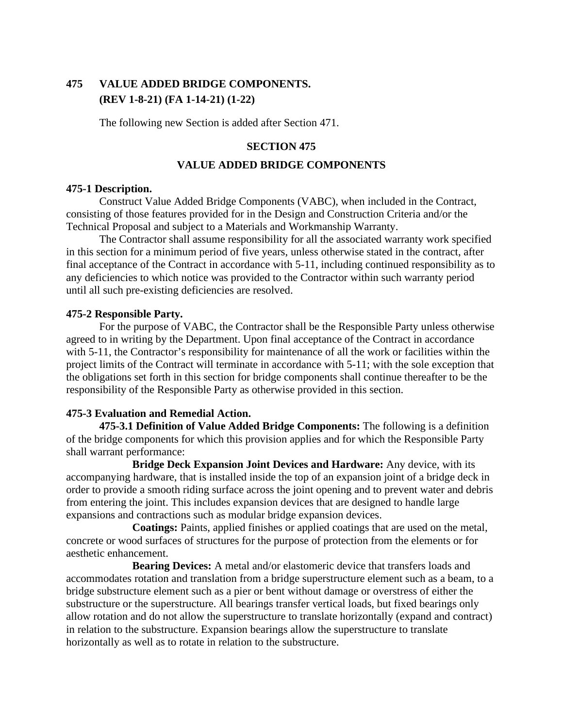# 475 VALUE ADDED BRIDGE COMPONENTS.
**(REV 1-8-21) (FA 1-14-21) (1-22)**

The following new Section is added after Section 471.

## SECTION 475

## VALUE ADDED BRIDGE COMPONENTS

### 475-1 Description.

Construct Value Added Bridge Components (VABC), when included in the Contract, consisting of those features provided for in the Design and Construction Criteria and/or the Technical Proposal and subject to a Materials and Workmanship Warranty.

The Contractor shall assume responsibility for all the associated warranty work specified in this section for a minimum period of five years, unless otherwise stated in the contract, after final acceptance of the Contract in accordance with 5-11, including continued responsibility as to any deficiencies to which notice was provided to the Contractor within such warranty period until all such pre-existing deficiencies are resolved.

### 475-2 Responsible Party.

For the purpose of VABC, the Contractor shall be the Responsible Party unless otherwise agreed to in writing by the Department. Upon final acceptance of the Contract in accordance with 5-11, the Contractor's responsibility for maintenance of all the work or facilities within the project limits of the Contract will terminate in accordance with 5-11; with the sole exception that the obligations set forth in this section for bridge components shall continue thereafter to be the responsibility of the Responsible Party as otherwise provided in this section.

### 475-3 Evaluation and Remedial Action.

**475-3.1 Definition of Value Added Bridge Components:** The following is a definition of the bridge components for which this provision applies and for which the Responsible Party shall warrant performance:

**Bridge Deck Expansion Joint Devices and Hardware:** Any device, with its accompanying hardware, that is installed inside the top of an expansion joint of a bridge deck in order to provide a smooth riding surface across the joint opening and to prevent water and debris from entering the joint. This includes expansion devices that are designed to handle large expansions and contractions such as modular bridge expansion devices.

**Coatings:** Paints, applied finishes or applied coatings that are used on the metal, concrete or wood surfaces of structures for the purpose of protection from the elements or for aesthetic enhancement.

**Bearing Devices:** A metal and/or elastomeric device that transfers loads and accommodates rotation and translation from a bridge superstructure element such as a beam, to a bridge substructure element such as a pier or bent without damage or overstress of either the substructure or the superstructure. All bearings transfer vertical loads, but fixed bearings only allow rotation and do not allow the superstructure to translate horizontally (expand and contract) in relation to the substructure. Expansion bearings allow the superstructure to translate horizontally as well as to rotate in relation to the substructure.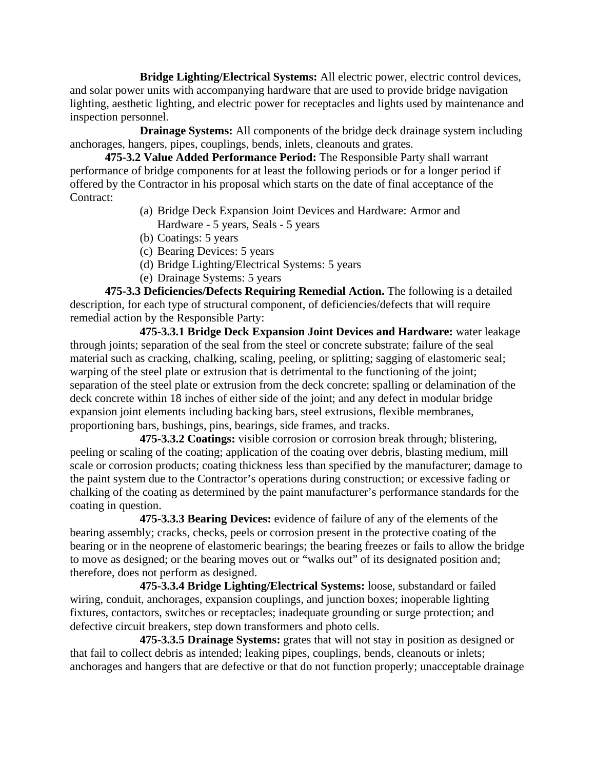**Bridge Lighting/Electrical Systems:** All electric power, electric control devices, and solar power units with accompanying hardware that are used to provide bridge navigation lighting, aesthetic lighting, and electric power for receptacles and lights used by maintenance and inspection personnel.

**Drainage Systems:** All components of the bridge deck drainage system including anchorages, hangers, pipes, couplings, bends, inlets, cleanouts and grates.

**475-3.2 Value Added Performance Period:** The Responsible Party shall warrant performance of bridge components for at least the following periods or for a longer period if offered by the Contractor in his proposal which starts on the date of final acceptance of the Contract:

- (a) Bridge Deck Expansion Joint Devices and Hardware: Armor and Hardware - 5 years, Seals - 5 years
- (b) Coatings: 5 years
- (c) Bearing Devices: 5 years
- (d) Bridge Lighting/Electrical Systems: 5 years
- (e) Drainage Systems: 5 years

**475-3.3 Deficiencies/Defects Requiring Remedial Action.** The following is a detailed description, for each type of structural component, of deficiencies/defects that will require remedial action by the Responsible Party:

**475-3.3.1 Bridge Deck Expansion Joint Devices and Hardware:** water leakage through joints; separation of the seal from the steel or concrete substrate; failure of the seal material such as cracking, chalking, scaling, peeling, or splitting; sagging of elastomeric seal; warping of the steel plate or extrusion that is detrimental to the functioning of the joint; separation of the steel plate or extrusion from the deck concrete; spalling or delamination of the deck concrete within 18 inches of either side of the joint; and any defect in modular bridge expansion joint elements including backing bars, steel extrusions, flexible membranes, proportioning bars, bushings, pins, bearings, side frames, and tracks.

**475-3.3.2 Coatings:** visible corrosion or corrosion break through; blistering, peeling or scaling of the coating; application of the coating over debris, blasting medium, mill scale or corrosion products; coating thickness less than specified by the manufacturer; damage to the paint system due to the Contractor's operations during construction; or excessive fading or chalking of the coating as determined by the paint manufacturer's performance standards for the coating in question.

**475-3.3.3 Bearing Devices:** evidence of failure of any of the elements of the bearing assembly; cracks, checks, peels or corrosion present in the protective coating of the bearing or in the neoprene of elastomeric bearings; the bearing freezes or fails to allow the bridge to move as designed; or the bearing moves out or "walks out" of its designated position and; therefore, does not perform as designed.

**475-3.3.4 Bridge Lighting/Electrical Systems:** loose, substandard or failed wiring, conduit, anchorages, expansion couplings, and junction boxes; inoperable lighting fixtures, contactors, switches or receptacles; inadequate grounding or surge protection; and defective circuit breakers, step down transformers and photo cells.

**475-3.3.5 Drainage Systems:** grates that will not stay in position as designed or that fail to collect debris as intended; leaking pipes, couplings, bends, cleanouts or inlets; anchorages and hangers that are defective or that do not function properly; unacceptable drainage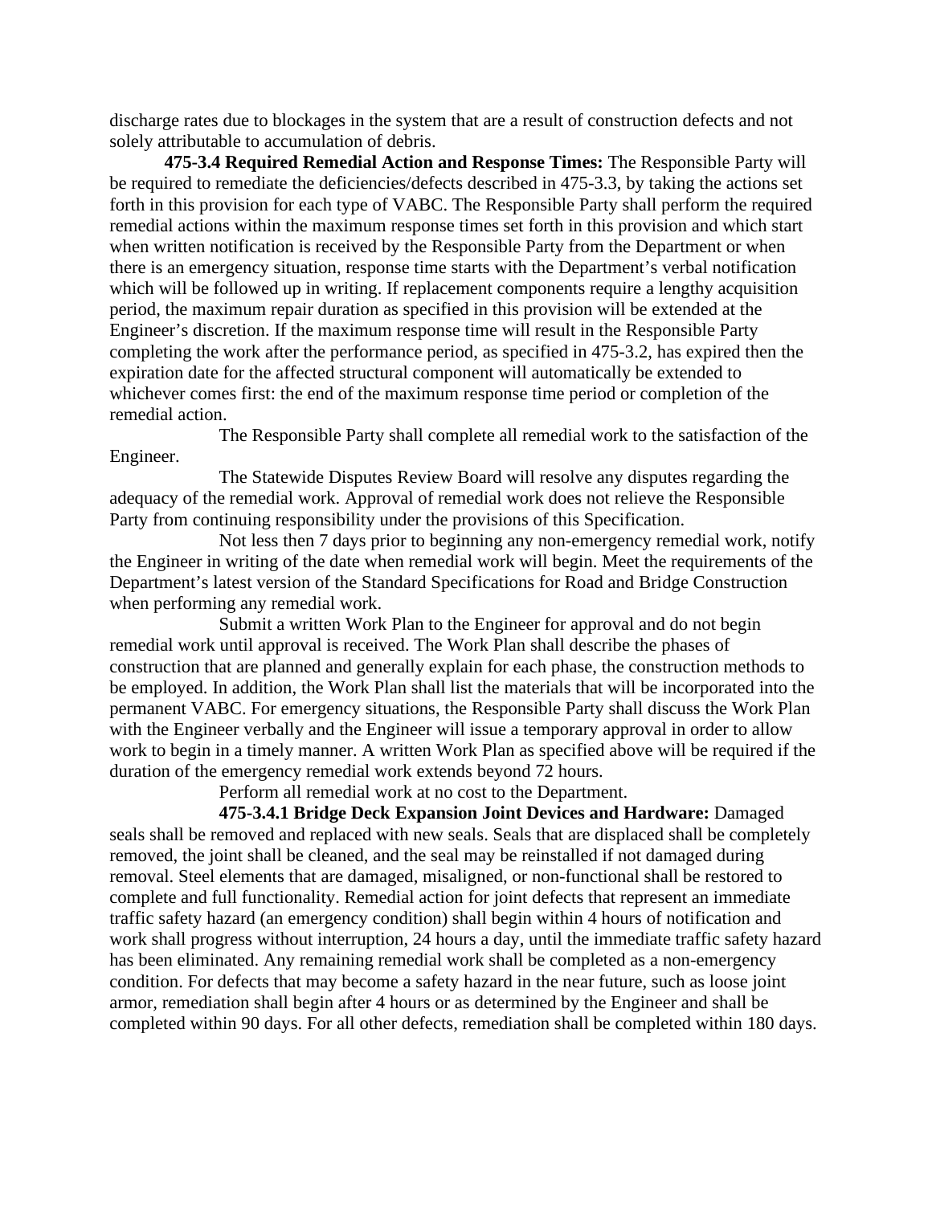discharge rates due to blockages in the system that are a result of construction defects and not solely attributable to accumulation of debris.

**475-3.4 Required Remedial Action and Response Times:** The Responsible Party will be required to remediate the deficiencies/defects described in 475-3.3, by taking the actions set forth in this provision for each type of VABC. The Responsible Party shall perform the required remedial actions within the maximum response times set forth in this provision and which start when written notification is received by the Responsible Party from the Department or when there is an emergency situation, response time starts with the Department's verbal notification which will be followed up in writing. If replacement components require a lengthy acquisition period, the maximum repair duration as specified in this provision will be extended at the Engineer's discretion. If the maximum response time will result in the Responsible Party completing the work after the performance period, as specified in 475-3.2, has expired then the expiration date for the affected structural component will automatically be extended to whichever comes first: the end of the maximum response time period or completion of the remedial action.

The Responsible Party shall complete all remedial work to the satisfaction of the Engineer.

The Statewide Disputes Review Board will resolve any disputes regarding the adequacy of the remedial work. Approval of remedial work does not relieve the Responsible Party from continuing responsibility under the provisions of this Specification.

Not less then 7 days prior to beginning any non-emergency remedial work, notify the Engineer in writing of the date when remedial work will begin. Meet the requirements of the Department's latest version of the Standard Specifications for Road and Bridge Construction when performing any remedial work.

Submit a written Work Plan to the Engineer for approval and do not begin remedial work until approval is received. The Work Plan shall describe the phases of construction that are planned and generally explain for each phase, the construction methods to be employed. In addition, the Work Plan shall list the materials that will be incorporated into the permanent VABC. For emergency situations, the Responsible Party shall discuss the Work Plan with the Engineer verbally and the Engineer will issue a temporary approval in order to allow work to begin in a timely manner. A written Work Plan as specified above will be required if the duration of the emergency remedial work extends beyond 72 hours.

Perform all remedial work at no cost to the Department.

**475-3.4.1 Bridge Deck Expansion Joint Devices and Hardware:** Damaged seals shall be removed and replaced with new seals. Seals that are displaced shall be completely removed, the joint shall be cleaned, and the seal may be reinstalled if not damaged during removal. Steel elements that are damaged, misaligned, or non-functional shall be restored to complete and full functionality. Remedial action for joint defects that represent an immediate traffic safety hazard (an emergency condition) shall begin within 4 hours of notification and work shall progress without interruption, 24 hours a day, until the immediate traffic safety hazard has been eliminated. Any remaining remedial work shall be completed as a non-emergency condition. For defects that may become a safety hazard in the near future, such as loose joint armor, remediation shall begin after 4 hours or as determined by the Engineer and shall be completed within 90 days. For all other defects, remediation shall be completed within 180 days.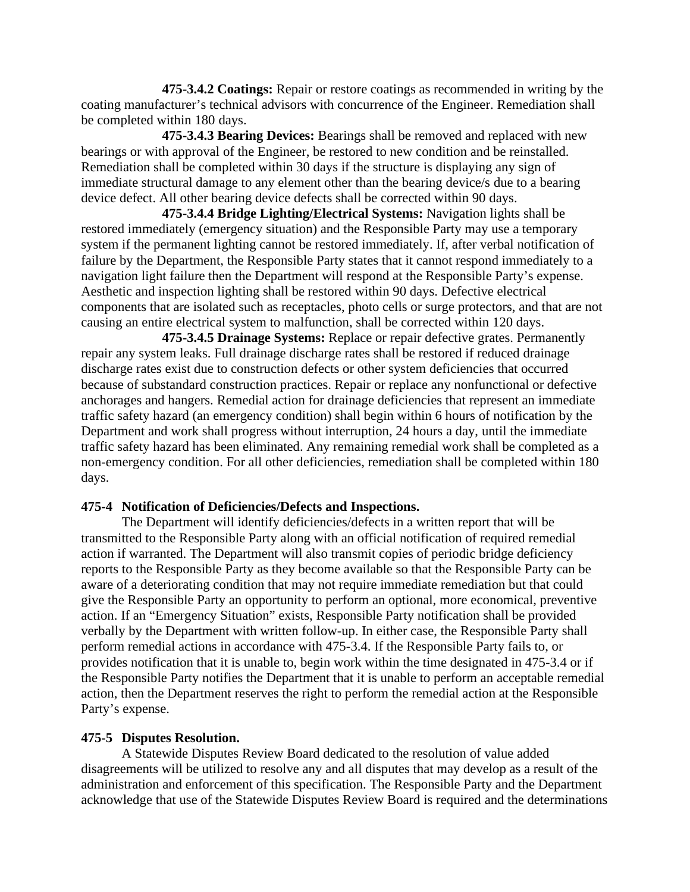**475-3.4.2 Coatings:** Repair or restore coatings as recommended in writing by the coating manufacturer's technical advisors with concurrence of the Engineer. Remediation shall be completed within 180 days.

**475-3.4.3 Bearing Devices:** Bearings shall be removed and replaced with new bearings or with approval of the Engineer, be restored to new condition and be reinstalled. Remediation shall be completed within 30 days if the structure is displaying any sign of immediate structural damage to any element other than the bearing device/s due to a bearing device defect. All other bearing device defects shall be corrected within 90 days.

**475-3.4.4 Bridge Lighting/Electrical Systems:** Navigation lights shall be restored immediately (emergency situation) and the Responsible Party may use a temporary system if the permanent lighting cannot be restored immediately. If, after verbal notification of failure by the Department, the Responsible Party states that it cannot respond immediately to a navigation light failure then the Department will respond at the Responsible Party's expense. Aesthetic and inspection lighting shall be restored within 90 days. Defective electrical components that are isolated such as receptacles, photo cells or surge protectors, and that are not causing an entire electrical system to malfunction, shall be corrected within 120 days.

**475-3.4.5 Drainage Systems:** Replace or repair defective grates. Permanently repair any system leaks. Full drainage discharge rates shall be restored if reduced drainage discharge rates exist due to construction defects or other system deficiencies that occurred because of substandard construction practices. Repair or replace any nonfunctional or defective anchorages and hangers. Remedial action for drainage deficiencies that represent an immediate traffic safety hazard (an emergency condition) shall begin within 6 hours of notification by the Department and work shall progress without interruption, 24 hours a day, until the immediate traffic safety hazard has been eliminated. Any remaining remedial work shall be completed as a non-emergency condition. For all other deficiencies, remediation shall be completed within 180 days.

## 475-4 Notification of Deficiencies/Defects and Inspections.

The Department will identify deficiencies/defects in a written report that will be transmitted to the Responsible Party along with an official notification of required remedial action if warranted. The Department will also transmit copies of periodic bridge deficiency reports to the Responsible Party as they become available so that the Responsible Party can be aware of a deteriorating condition that may not require immediate remediation but that could give the Responsible Party an opportunity to perform an optional, more economical, preventive action. If an "Emergency Situation" exists, Responsible Party notification shall be provided verbally by the Department with written follow-up. In either case, the Responsible Party shall perform remedial actions in accordance with 475-3.4. If the Responsible Party fails to, or provides notification that it is unable to, begin work within the time designated in 475-3.4 or if the Responsible Party notifies the Department that it is unable to perform an acceptable remedial action, then the Department reserves the right to perform the remedial action at the Responsible Party's expense.

## 475-5 Disputes Resolution.

A Statewide Disputes Review Board dedicated to the resolution of value added disagreements will be utilized to resolve any and all disputes that may develop as a result of the administration and enforcement of this specification. The Responsible Party and the Department acknowledge that use of the Statewide Disputes Review Board is required and the determinations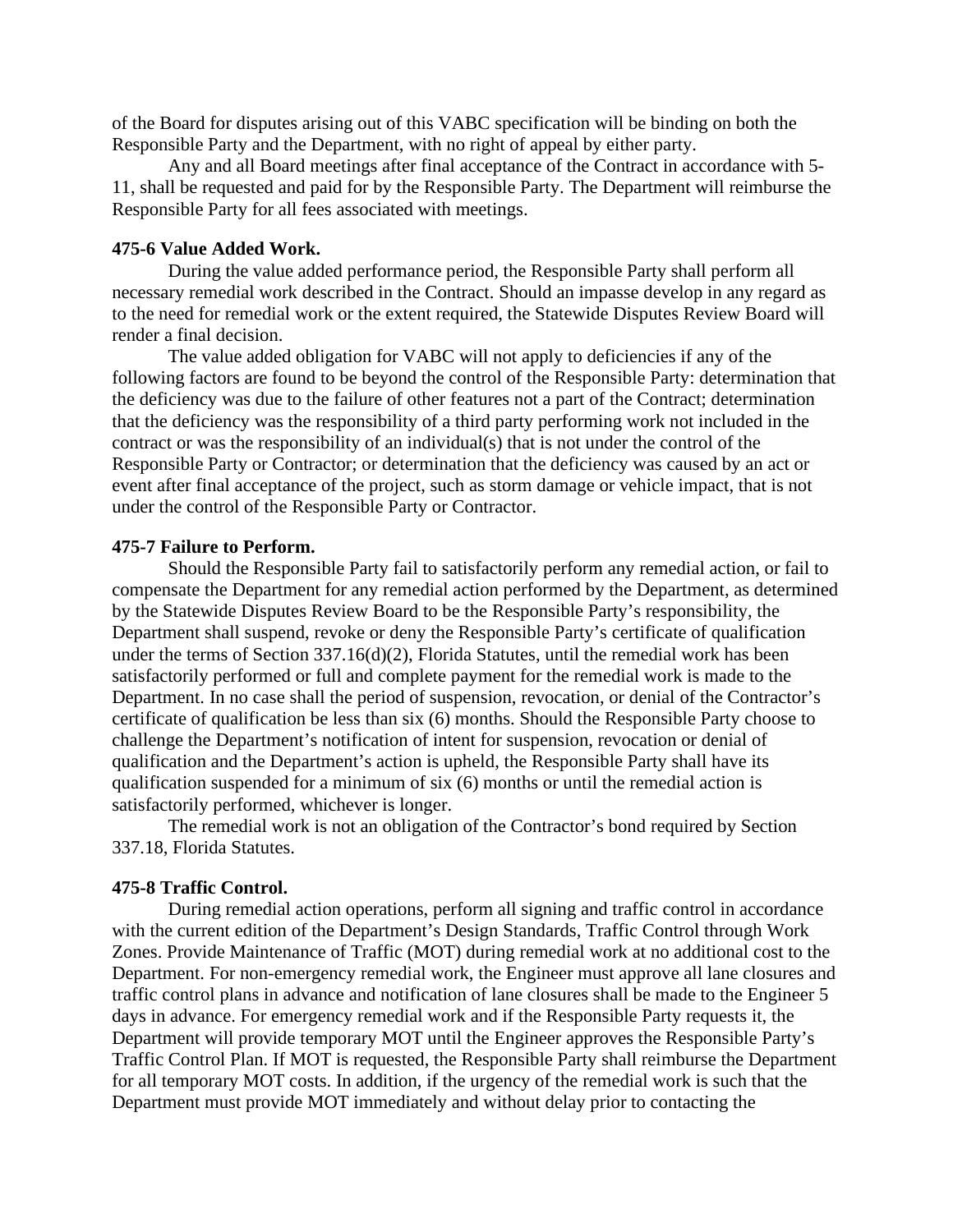of the Board for disputes arising out of this VABC specification will be binding on both the Responsible Party and the Department, with no right of appeal by either party.

Any and all Board meetings after final acceptance of the Contract in accordance with 5-11, shall be requested and paid for by the Responsible Party. The Department will reimburse the Responsible Party for all fees associated with meetings.

**475-6 Value Added Work.**

During the value added performance period, the Responsible Party shall perform all necessary remedial work described in the Contract. Should an impasse develop in any regard as to the need for remedial work or the extent required, the Statewide Disputes Review Board will render a final decision.

The value added obligation for VABC will not apply to deficiencies if any of the following factors are found to be beyond the control of the Responsible Party: determination that the deficiency was due to the failure of other features not a part of the Contract; determination that the deficiency was the responsibility of a third party performing work not included in the contract or was the responsibility of an individual(s) that is not under the control of the Responsible Party or Contractor; or determination that the deficiency was caused by an act or event after final acceptance of the project, such as storm damage or vehicle impact, that is not under the control of the Responsible Party or Contractor.

**475-7 Failure to Perform.**

Should the Responsible Party fail to satisfactorily perform any remedial action, or fail to compensate the Department for any remedial action performed by the Department, as determined by the Statewide Disputes Review Board to be the Responsible Party's responsibility, the Department shall suspend, revoke or deny the Responsible Party's certificate of qualification under the terms of Section 337.16(d)(2), Florida Statutes, until the remedial work has been satisfactorily performed or full and complete payment for the remedial work is made to the Department. In no case shall the period of suspension, revocation, or denial of the Contractor's certificate of qualification be less than six (6) months. Should the Responsible Party choose to challenge the Department's notification of intent for suspension, revocation or denial of qualification and the Department's action is upheld, the Responsible Party shall have its qualification suspended for a minimum of six (6) months or until the remedial action is satisfactorily performed, whichever is longer.

The remedial work is not an obligation of the Contractor's bond required by Section 337.18, Florida Statutes.

**475-8 Traffic Control.**

During remedial action operations, perform all signing and traffic control in accordance with the current edition of the Department's Design Standards, Traffic Control through Work Zones. Provide Maintenance of Traffic (MOT) during remedial work at no additional cost to the Department. For non-emergency remedial work, the Engineer must approve all lane closures and traffic control plans in advance and notification of lane closures shall be made to the Engineer 5 days in advance. For emergency remedial work and if the Responsible Party requests it, the Department will provide temporary MOT until the Engineer approves the Responsible Party's Traffic Control Plan. If MOT is requested, the Responsible Party shall reimburse the Department for all temporary MOT costs. In addition, if the urgency of the remedial work is such that the Department must provide MOT immediately and without delay prior to contacting the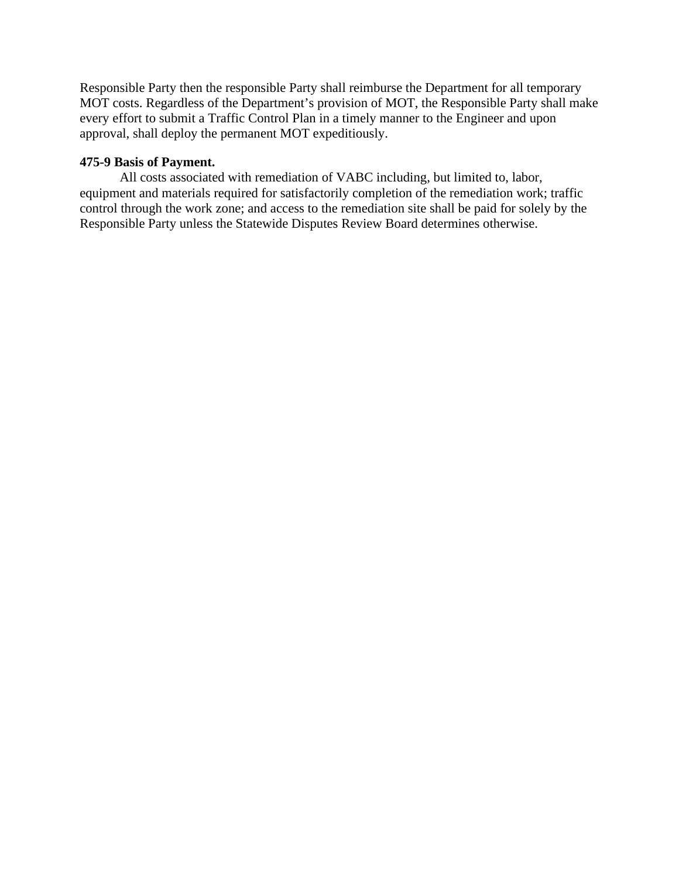Responsible Party then the responsible Party shall reimburse the Department for all temporary MOT costs. Regardless of the Department's provision of MOT, the Responsible Party shall make every effort to submit a Traffic Control Plan in a timely manner to the Engineer and upon approval, shall deploy the permanent MOT expeditiously.

**475-9 Basis of Payment.**

All costs associated with remediation of VABC including, but limited to, labor, equipment and materials required for satisfactorily completion of the remediation work; traffic control through the work zone; and access to the remediation site shall be paid for solely by the Responsible Party unless the Statewide Disputes Review Board determines otherwise.